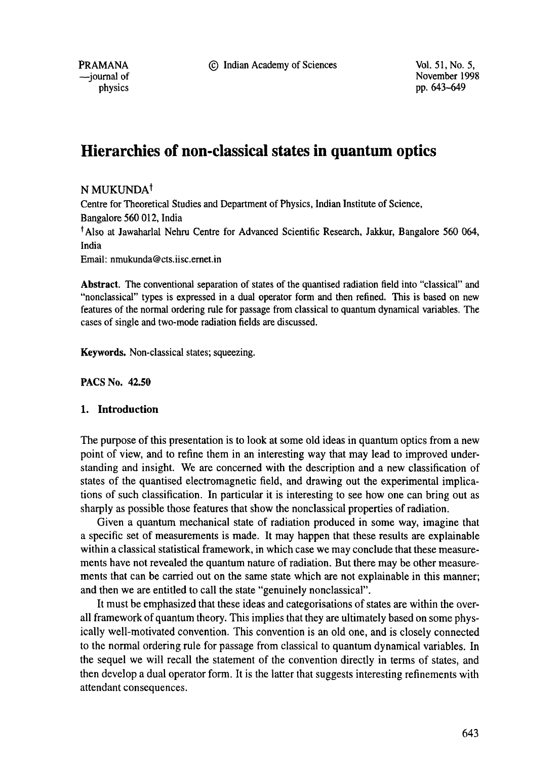# Hierarchies of non-classical states in quantum optics

N MUKUNDA[†]

Centre for Theoretical Studies and Department of Physics, Indian Institute of Science, Bangalore 560 012, India

[†]Also at Jawaharlal Nehru Centre for Advanced Scientific Research, Jakkur, Bangalore 560 064, India

Email: nmukunda@cts.iisc.ernet.in

**Abstract.** The conventional separation of states of the quantised radiation field into "classical" and "nonclassical" types is expressed in a dual operator form and then refined. This is based on new features of the normal ordering rule for passage from classical to quantum dynamical variables. The cases of single and two-mode radiation fields are discussed.

**Keywords.** Non-classical states; squeezing.

**PACS No. 42.50**

## 1. Introduction

The purpose of this presentation is to look at some old ideas in quantum optics from a new point of view, and to refine them in an interesting way that may lead to improved understanding and insight. We are concerned with the description and a new classification of states of the quantised electromagnetic field, and drawing out the experimental implications of such classification. In particular it is interesting to see how one can bring out as sharply as possible those features that show the nonclassical properties of radiation.

Given a quantum mechanical state of radiation produced in some way, imagine that a specific set of measurements is made. It may happen that these results are explainable within a classical statistical framework, in which case we may conclude that these measurements have not revealed the quantum nature of radiation. But there may be other measurements that can be carried out on the same state which are not explainable in this manner; and then we are entitled to call the state "genuinely nonclassical".

It must be emphasized that these ideas and categorisations of states are within the overall framework of quantum theory. This implies that they are ultimately based on some physically well-motivated convention. This convention is an old one, and is closely connected to the normal ordering rule for passage from classical to quantum dynamical variables. In the sequel we will recall the statement of the convention directly in terms of states, and then develop a dual operator form. It is the latter that suggests interesting refinements with attendant consequences.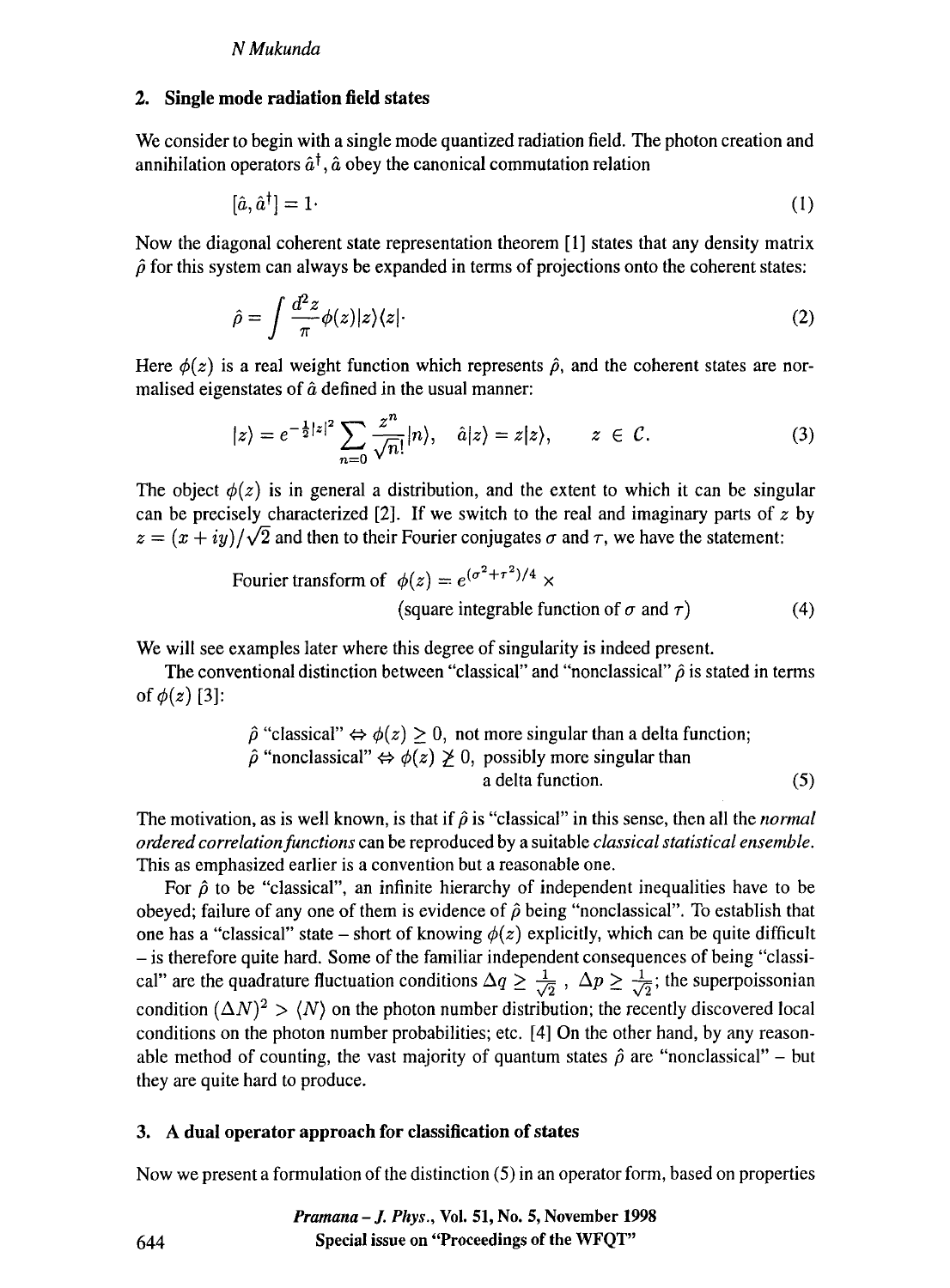## 2. Single mode radiation field states

We consider to begin with a single mode quantized radiation field. The photon creation and annihilation operators $\hat{a}^\dagger, \hat{a}$ obey the canonical commutation relation

$$[\hat{a}, \hat{a}^\dagger] = 1. \tag{1}$$

Now the diagonal coherent state representation theorem [1] states that any density matrix $\hat{\rho}$ for this system can always be expanded in terms of projections onto the coherent states:

$$\hat{\rho} = \int \frac{d^2 z}{\pi} \phi(z) |z\rangle\langle z|. \tag{2}$$

Here $\phi(z)$ is a real weight function which represents $\hat{\rho}$, and the coherent states are normalised eigenstates of $\hat{a}$ defined in the usual manner:

$$|z\rangle = e^{-\frac{1}{2}|z|^2} \sum_{n=0} \frac{z^n}{\sqrt{n!}} |n\rangle, \quad \hat{a}|z\rangle = z|z\rangle, \qquad z \in \mathcal{C}. \tag{3}$$

The object $\phi(z)$ is in general a distribution, and the extent to which it can be singular can be precisely characterized [2]. If we switch to the real and imaginary parts of $z$ by $z = (x + iy)/\sqrt{2}$ and then to their Fourier conjugates $\sigma$ and $\tau$, we have the statement:

$$\text{Fourier transform of } \phi(z) = e^{(\sigma^2+\tau^2)/4} \times (\text{square integrable function of } \sigma \text{ and } \tau) \tag{4}$$

We will see examples later where this degree of singularity is indeed present.

The conventional distinction between "classical" and "nonclassical" $\hat{\rho}$ is stated in terms of $\phi(z)$ [3]:

$$\begin{aligned} &\hat{\rho} \text{ "classical"} \Leftrightarrow \phi(z) \geq 0, \text{ not more singular than a delta function;} \\ &\hat{\rho} \text{ "nonclassical"} \Leftrightarrow \phi(z) \ngeq 0, \text{ possibly more singular than a delta function.} \end{aligned} \tag{5}$$

The motivation, as is well known, is that if $\hat{\rho}$ is "classical" in this sense, then all the *normal ordered correlation functions* can be reproduced by a suitable *classical statistical ensemble*. This as emphasized earlier is a convention but a reasonable one.

For $\hat{\rho}$ to be "classical", an infinite hierarchy of independent inequalities have to be obeyed; failure of any one of them is evidence of $\hat{\rho}$ being "nonclassical". To establish that one has a "classical" state – short of knowing $\phi(z)$ explicitly, which can be quite difficult – is therefore quite hard. Some of the familiar independent consequences of being "classical" are the quadrature fluctuation conditions $\Delta q \geq \frac{1}{\sqrt{2}}$ , $\Delta p \geq \frac{1}{\sqrt{2}}$; the superpoissonian condition $(\Delta N)^2 > \langle N \rangle$ on the photon number distribution; the recently discovered local conditions on the photon number probabilities; etc. [4] On the other hand, by any reasonable method of counting, the vast majority of quantum states $\hat{\rho}$ are "nonclassical" – but they are quite hard to produce.

## 3. A dual operator approach for classification of states

Now we present a formulation of the distinction (5) in an operator form, based on properties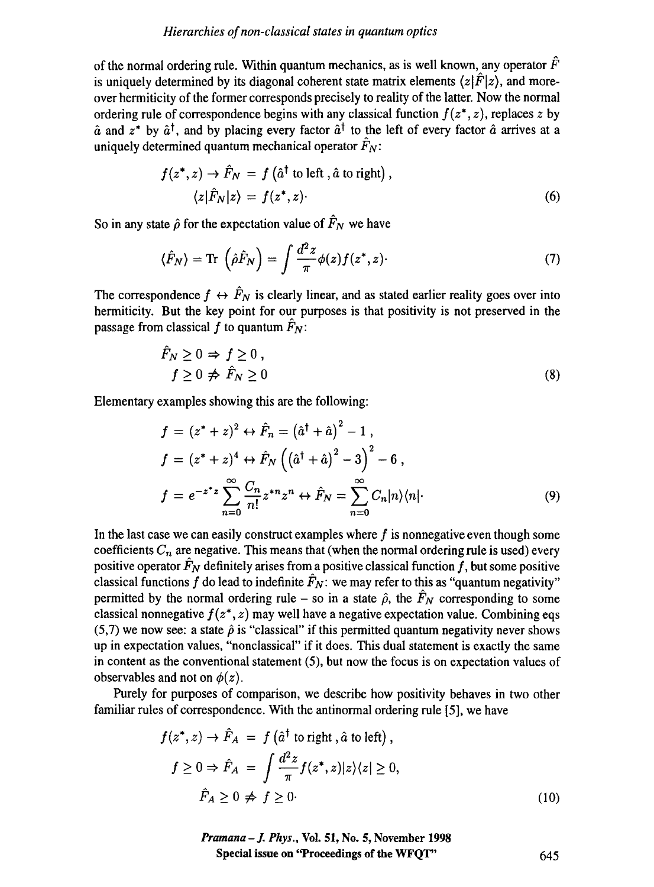of the normal ordering rule. Within quantum mechanics, as is well known, any operator $\hat{F}$ is uniquely determined by its diagonal coherent state matrix elements $\langle z|\hat{F}|z\rangle$, and moreover hermiticity of the former corresponds precisely to reality of the latter. Now the normal ordering rule of correspondence begins with any classical function $f(z^*, z)$, replaces $z$ by $\hat{a}$ and $z^*$ by $\hat{a}^\dagger$, and by placing every factor $\hat{a}^\dagger$ to the left of every factor $\hat{a}$ arrives at a uniquely determined quantum mechanical operator $\hat{F}_N$:

$$
\begin{aligned}
f(z^*, z) \rightarrow \hat{F}_N &= f\left(\hat{a}^\dagger \text{ to left}, \hat{a} \text{ to right}\right), \\
\langle z|\hat{F}_N|z\rangle &= f(z^*, z).
\end{aligned} \tag{6}
$$

So in any state $\hat{\rho}$ for the expectation value of $\hat{F}_N$ we have

$$
\langle \hat{F}_N \rangle = \mathrm{Tr}\left(\hat{\rho}\hat{F}_N\right) = \int \frac{d^2 z}{\pi} \phi(z) f(z^*, z). \tag{7}
$$

The correspondence $f \leftrightarrow \hat{F}_N$ is clearly linear, and as stated earlier reality goes over into hermiticity. But the key point for our purposes is that positivity is not preserved in the passage from classical $f$ to quantum $\hat{F}_N$:

$$
\begin{aligned}
&\hat{F}_N \geq 0 \Rightarrow f \geq 0, \\
&f \geq 0 \nRightarrow \hat{F}_N \geq 0
\end{aligned} \tag{8}
$$

Elementary examples showing this are the following:

$$
\begin{aligned}
f &= (z^* + z)^2 \leftrightarrow \hat{F}_n = \left(\hat{a}^\dagger + \hat{a}\right)^2 - 1, \\
f &= (z^* + z)^4 \leftrightarrow \hat{F}_N \left(\left(\hat{a}^\dagger + \hat{a}\right)^2 - 3\right)^2 - 6, \\
f &= e^{-z^* z} \sum_{n=0}^{\infty} \frac{C_n}{n!} z^{*n} z^n \leftrightarrow \hat{F}_N = \sum_{n=0}^{\infty} C_n |n\rangle\langle n|.
\end{aligned} \tag{9}
$$

In the last case we can easily construct examples where $f$ is nonnegative even though some coefficients $C_n$ are negative. This means that (when the normal ordering rule is used) every positive operator $\hat{F}_N$ definitely arises from a positive classical function $f$, but some positive classical functions $f$ do lead to indefinite $\hat{F}_N$: we may refer to this as "quantum negativity" permitted by the normal ordering rule – so in a state $\hat{\rho}$, the $\hat{F}_N$ corresponding to some classical nonnegative $f(z^*, z)$ may well have a negative expectation value. Combining eqs (5,7) we now see: a state $\hat{\rho}$ is "classical" if this permitted quantum negativity never shows up in expectation values, "nonclassical" if it does. This dual statement is exactly the same in content as the conventional statement (5), but now the focus is on expectation values of observables and not on $\phi(z)$.

Purely for purposes of comparison, we describe how positivity behaves in two other familiar rules of correspondence. With the antinormal ordering rule [5], we have

$$
\begin{aligned}
f(z^*, z) \rightarrow \hat{F}_A &= f\left(\hat{a}^\dagger \text{ to right}, \hat{a} \text{ to left}\right), \\
f \geq 0 \Rightarrow \hat{F}_A &= \int \frac{d^2 z}{\pi} f(z^*, z) |z\rangle\langle z| \geq 0, \\
\hat{F}_A \geq 0 &\nRightarrow f \geq 0.
\end{aligned} \tag{10}
$$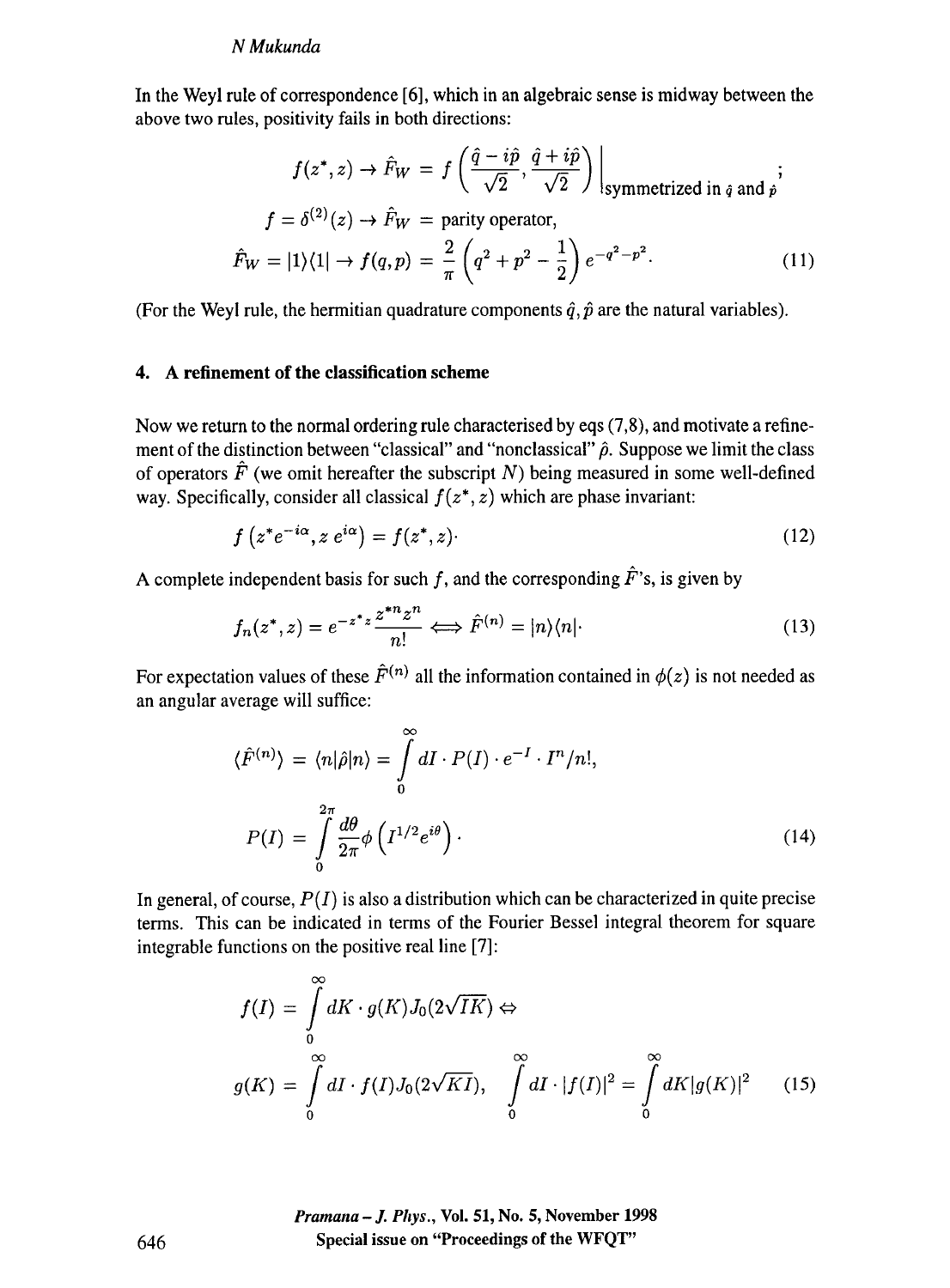In the Weyl rule of correspondence [6], which in an algebraic sense is midway between the above two rules, positivity fails in both directions:

$$
\begin{aligned}
f(z^*, z) \to \hat{F}_W &= f\left(\frac{\hat{q} - i\hat{p}}{\sqrt{2}}, \frac{\hat{q} + i\hat{p}}{\sqrt{2}}\right)\Bigg|_{\text{symmetrized in } \hat{q} \text{ and } \hat{p}}; \\
f = \delta^{(2)}(z) \to \hat{F}_W &= \text{parity operator}, \\
\hat{F}_W = |1\rangle\langle 1| \to f(q,p) &= \frac{2}{\pi}\left(q^2 + p^2 - \frac{1}{2}\right) e^{-q^2-p^2}.
\end{aligned}
\tag{11}
$$

(For the Weyl rule, the hermitian quadrature components $\hat{q}, \hat{p}$ are the natural variables).

## 4. A refinement of the classification scheme

Now we return to the normal ordering rule characterised by eqs (7,8), and motivate a refinement of the distinction between "classical" and "nonclassical" $\hat{\rho}$. Suppose we limit the class of operators $\hat{F}$ (we omit hereafter the subscript $N$) being measured in some well-defined way. Specifically, consider all classical $f(z^*, z)$ which are phase invariant:

$$
f\left(z^* e^{-i\alpha}, z\, e^{i\alpha}\right) = f(z^*, z). \tag{12}
$$

A complete independent basis for such $f$, and the corresponding $\hat{F}$'s, is given by

$$
f_n(z^*, z) = e^{-z^* z} \frac{z^{*n} z^n}{n!} \Longleftrightarrow \hat{F}^{(n)} = |n\rangle\langle n|. \tag{13}
$$

For expectation values of these $\hat{F}^{(n)}$ all the information contained in $\phi(z)$ is not needed as an angular average will suffice:

$$
\begin{aligned}
\langle \hat{F}^{(n)} \rangle &= \langle n|\hat{\rho}|n\rangle = \int_0^\infty dI \cdot P(I) \cdot e^{-I} \cdot I^n/n!, \\
P(I) &= \int_0^{2\pi} \frac{d\theta}{2\pi} \phi\left(I^{1/2} e^{i\theta}\right).
\end{aligned}
\tag{14}
$$

In general, of course, $P(I)$ is also a distribution which can be characterized in quite precise terms. This can be indicated in terms of the Fourier Bessel integral theorem for square integrable functions on the positive real line [7]:

$$
\begin{aligned}
f(I) &= \int_0^\infty dK \cdot g(K) J_0(2\sqrt{IK}) \Leftrightarrow \\
g(K) &= \int_0^\infty dI \cdot f(I) J_0(2\sqrt{KI}), \quad \int_0^\infty dI \cdot |f(I)|^2 = \int_0^\infty dK |g(K)|^2
\end{aligned}
\tag{15}
$$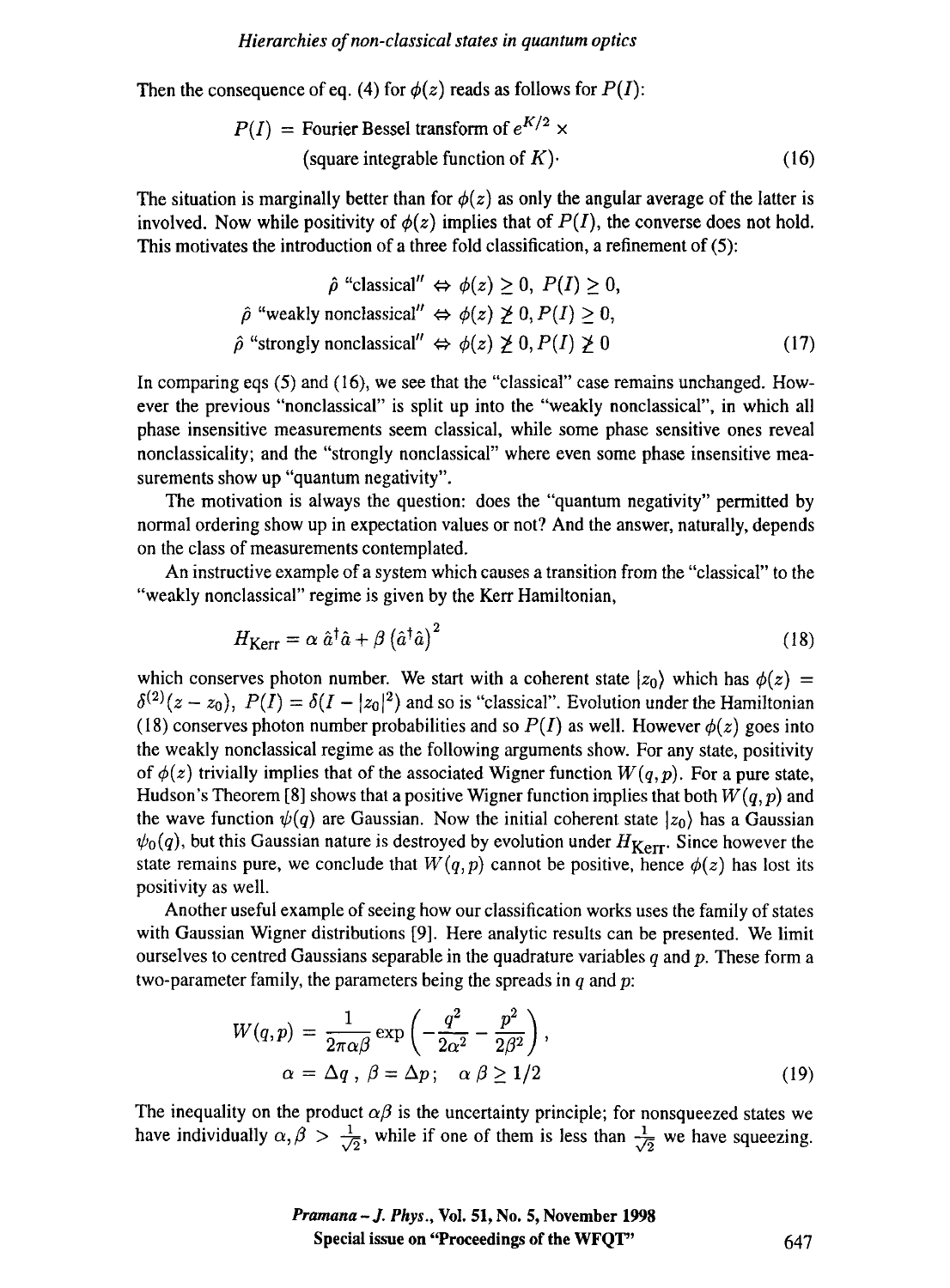Then the consequence of eq. (4) for $\phi(z)$ reads as follows for $P(I)$:

$$
\begin{aligned}
P(I) = &\text{ Fourier Bessel transform of } e^{K/2} \times \\
&(\text{square integrable function of } K)\cdot
\end{aligned}
\tag{16}
$$

The situation is marginally better than for $\phi(z)$ as only the angular average of the latter is involved. Now while positivity of $\phi(z)$ implies that of $P(I)$, the converse does not hold. This motivates the introduction of a three fold classification, a refinement of (5):

$$
\begin{aligned}
\hat{\rho} \text{ "classical"} &\Leftrightarrow \phi(z) \geq 0,\ P(I) \geq 0, \\
\hat{\rho} \text{ "weakly nonclassical"} &\Leftrightarrow \phi(z) \not\geq 0, P(I) \geq 0, \\
\hat{\rho} \text{ "strongly nonclassical"} &\Leftrightarrow \phi(z) \not\geq 0, P(I) \not\geq 0
\end{aligned}
\tag{17}
$$

In comparing eqs (5) and (16), we see that the "classical" case remains unchanged. However the previous "nonclassical" is split up into the "weakly nonclassical", in which all phase insensitive measurements seem classical, while some phase sensitive ones reveal nonclassicality; and the "strongly nonclassical" where even some phase insensitive measurements show up "quantum negativity".

The motivation is always the question: does the "quantum negativity" permitted by normal ordering show up in expectation values or not? And the answer, naturally, depends on the class of measurements contemplated.

An instructive example of a system which causes a transition from the "classical" to the "weakly nonclassical" regime is given by the Kerr Hamiltonian,

$$
H_{\text{Kerr}} = \alpha\, \hat{a}^{\dagger}\hat{a} + \beta\left(\hat{a}^{\dagger}\hat{a}\right)^2 \tag{18}
$$

which conserves photon number. We start with a coherent state $|z_0\rangle$ which has $\phi(z) = \delta^{(2)}(z - z_0)$, $P(I) = \delta(I - |z_0|^2)$ and so is "classical". Evolution under the Hamiltonian (18) conserves photon number probabilities and so $P(I)$ as well. However $\phi(z)$ goes into the weakly nonclassical regime as the following arguments show. For any state, positivity of $\phi(z)$ trivially implies that of the associated Wigner function $W(q,p)$. For a pure state, Hudson's Theorem [8] shows that a positive Wigner function implies that both $W(q,p)$ and the wave function $\psi(q)$ are Gaussian. Now the initial coherent state $|z_0\rangle$ has a Gaussian $\psi_0(q)$, but this Gaussian nature is destroyed by evolution under $H_{\text{Kerr}}$. Since however the state remains pure, we conclude that $W(q,p)$ cannot be positive, hence $\phi(z)$ has lost its positivity as well.

Another useful example of seeing how our classification works uses the family of states with Gaussian Wigner distributions [9]. Here analytic results can be presented. We limit ourselves to centred Gaussians separable in the quadrature variables $q$ and $p$. These form a two-parameter family, the parameters being the spreads in $q$ and $p$:

$$
\begin{aligned}
W(q,p) &= \frac{1}{2\pi\alpha\beta}\exp\left(-\frac{q^2}{2\alpha^2} - \frac{p^2}{2\beta^2}\right), \\
\alpha &= \Delta q\ ,\ \beta = \Delta p;\quad \alpha\,\beta \geq 1/2
\end{aligned}
\tag{19}
$$

The inequality on the product $\alpha\beta$ is the uncertainty principle; for nonsqueezed states we have individually $\alpha, \beta > \frac{1}{\sqrt{2}}$, while if one of them is less than $\frac{1}{\sqrt{2}}$ we have squeezing.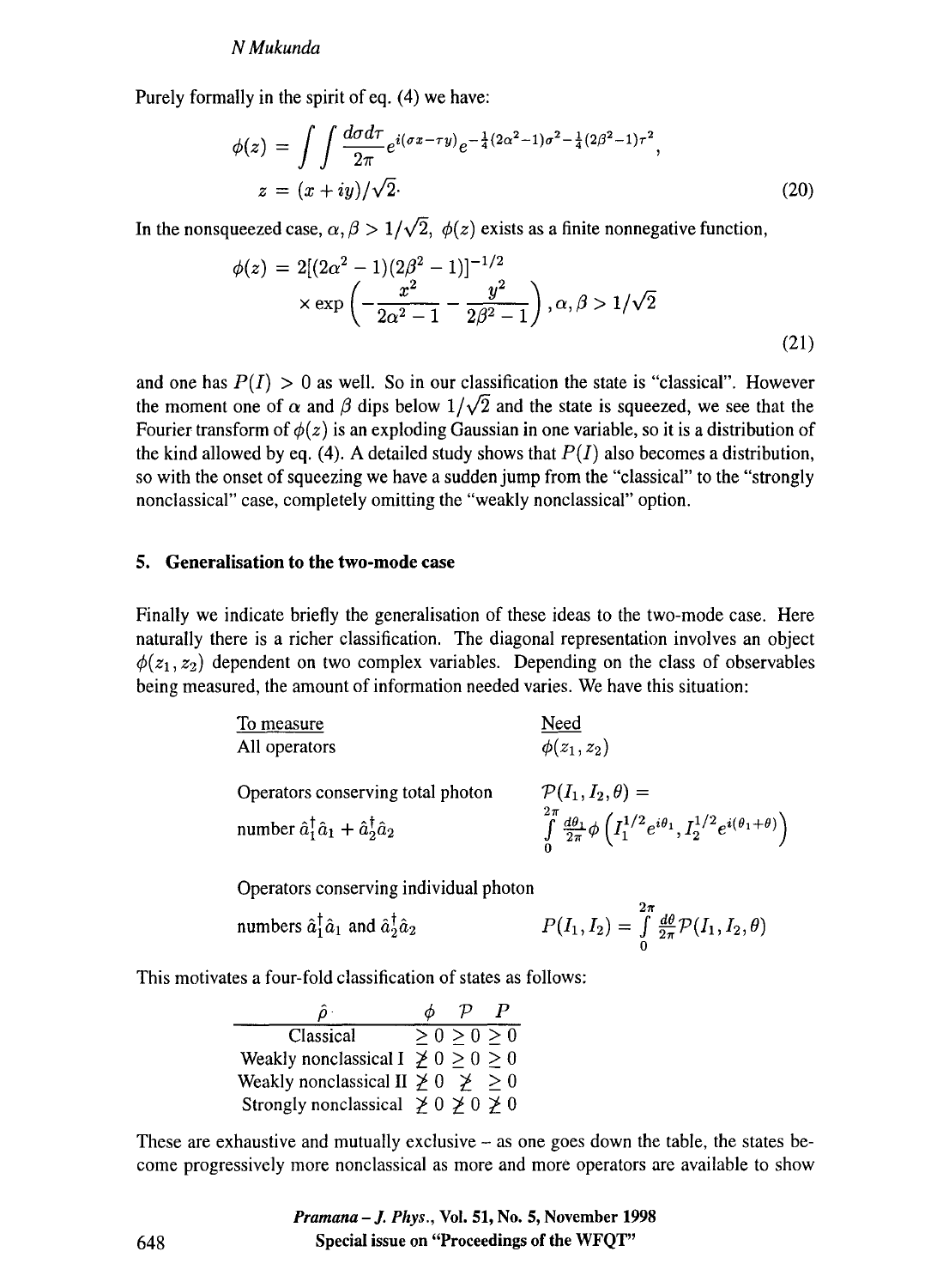Purely formally in the spirit of eq. (4) we have:

$$
\phi(z) = \int\int \frac{d\sigma d\tau}{2\pi} e^{i(\sigma x - \tau y)} e^{-\frac{1}{4}(2\alpha^2-1)\sigma^2 - \frac{1}{4}(2\beta^2-1)\tau^2},
$$

$$
z = (x+iy)/\sqrt{2}. \tag{20}
$$

In the nonsqueezed case, $\alpha, \beta > 1/\sqrt{2}$, $\phi(z)$ exists as a finite nonnegative function,

$$
\phi(z) = 2[(2\alpha^2-1)(2\beta^2-1)]^{-1/2} \times \exp\left(-\frac{x^2}{2\alpha^2-1} - \frac{y^2}{2\beta^2-1}\right), \alpha, \beta > 1/\sqrt{2} \tag{21}
$$

and one has $P(I) > 0$ as well. So in our classification the state is "classical". However the moment one of $\alpha$ and $\beta$ dips below $1/\sqrt{2}$ and the state is squeezed, we see that the Fourier transform of $\phi(z)$ is an exploding Gaussian in one variable, so it is a distribution of the kind allowed by eq. (4). A detailed study shows that $P(I)$ also becomes a distribution, so with the onset of squeezing we have a sudden jump from the "classical" to the "strongly nonclassical" case, completely omitting the "weakly nonclassical" option.

## 5. Generalisation to the two-mode case

Finally we indicate briefly the generalisation of these ideas to the two-mode case. Here naturally there is a richer classification. The diagonal representation involves an object $\phi(z_1, z_2)$ dependent on two complex variables. Depending on the class of observables being measured, the amount of information needed varies. We have this situation:

| To measure | Need |
|---|---|
| All operators | $\phi(z_1, z_2)$ |
| Operators conserving total photon number $\hat{a}_1^\dagger \hat{a}_1 + \hat{a}_2^\dagger \hat{a}_2$ | $\mathcal{P}(I_1, I_2, \theta) = \int_0^{2\pi} \frac{d\theta_1}{2\pi} \phi\left(I_1^{1/2} e^{i\theta_1}, I_2^{1/2} e^{i(\theta_1+\theta)}\right)$ |
| Operators conserving individual photon numbers $\hat{a}_1^\dagger \hat{a}_1$ and $\hat{a}_2^\dagger \hat{a}_2$ | $P(I_1, I_2) = \int_0^{2\pi} \frac{d\theta}{2\pi} \mathcal{P}(I_1, I_2, \theta)$ |

This motivates a four-fold classification of states as follows:

| $\hat{\rho}$ | $\phi$ | $\mathcal{P}$ | $P$ |
|---|---|---|---|
| Classical | $\geq 0$ | $\geq 0$ | $\geq 0$ |
| Weakly nonclassical I | $\ngeq 0$ | $\geq 0$ | $\geq 0$ |
| Weakly nonclassical II | $\ngeq 0$ | $\ngeq$ | $\geq 0$ |
| Strongly nonclassical | $\ngeq 0$ | $\ngeq 0$ | $\ngeq 0$ |

These are exhaustive and mutually exclusive – as one goes down the table, the states become progressively more nonclassical as more and more operators are available to show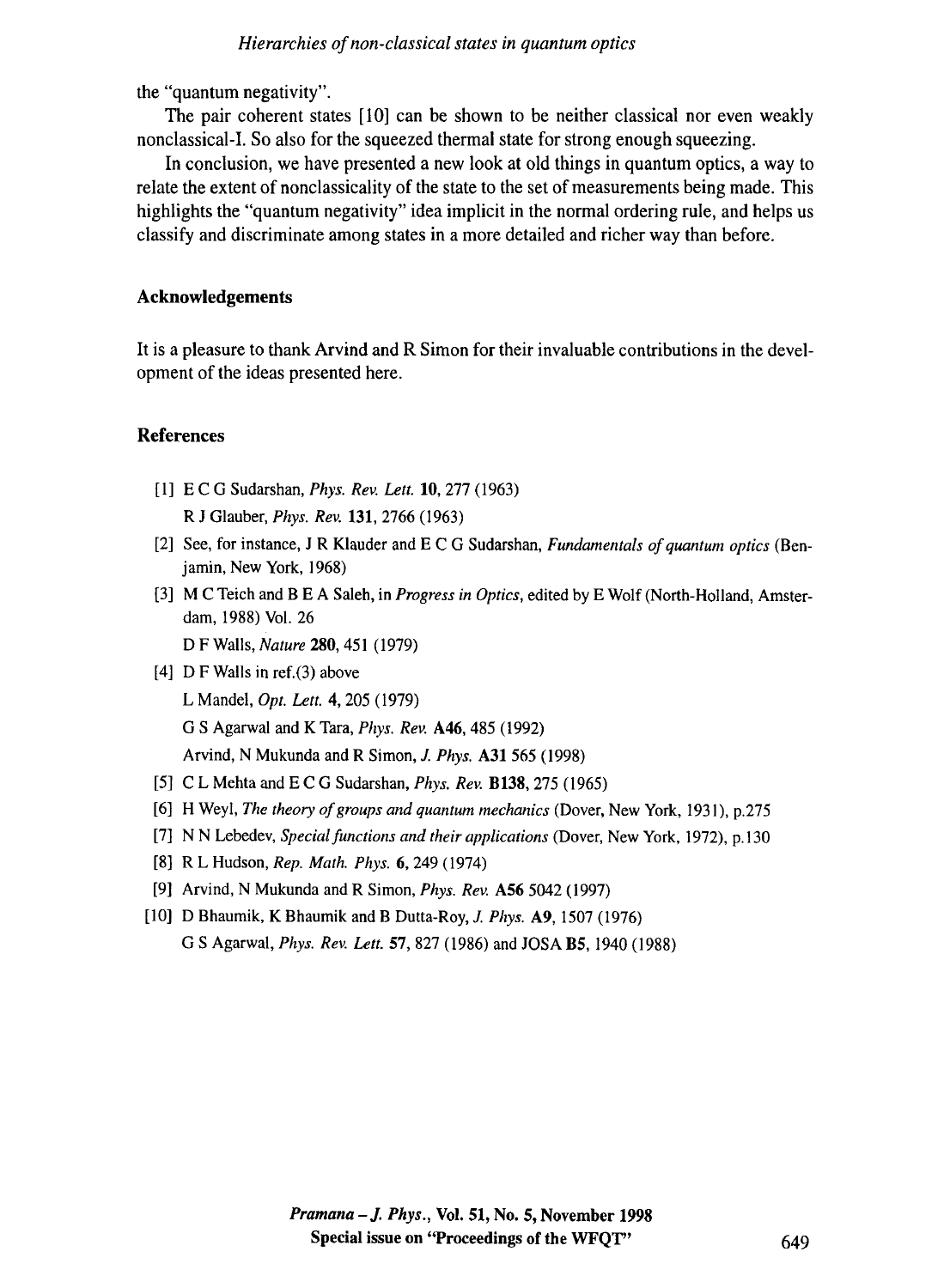the "quantum negativity".

The pair coherent states [10] can be shown to be neither classical nor even weakly nonclassical-I. So also for the squeezed thermal state for strong enough squeezing.

In conclusion, we have presented a new look at old things in quantum optics, a way to relate the extent of nonclassicality of the state to the set of measurements being made. This highlights the "quantum negativity" idea implicit in the normal ordering rule, and helps us classify and discriminate among states in a more detailed and richer way than before.

## Acknowledgements

It is a pleasure to thank Arvind and R Simon for their invaluable contributions in the development of the ideas presented here.

## References

[1] E C G Sudarshan, *Phys. Rev. Lett.* **10**, 277 (1963)
R J Glauber, *Phys. Rev.* **131**, 2766 (1963)

[2] See, for instance, J R Klauder and E C G Sudarshan, *Fundamentals of quantum optics* (Benjamin, New York, 1968)

[3] M C Teich and B E A Saleh, in *Progress in Optics*, edited by E Wolf (North-Holland, Amsterdam, 1988) Vol. 26
D F Walls, *Nature* **280**, 451 (1979)

[4] D F Walls in ref.(3) above
L Mandel, *Opt. Lett.* **4**, 205 (1979)
G S Agarwal and K Tara, *Phys. Rev.* **A46**, 485 (1992)
Arvind, N Mukunda and R Simon, *J. Phys.* **A31** 565 (1998)

[5] C L Mehta and E C G Sudarshan, *Phys. Rev.* **B138**, 275 (1965)

[6] H Weyl, *The theory of groups and quantum mechanics* (Dover, New York, 1931), p.275

[7] N N Lebedev, *Special functions and their applications* (Dover, New York, 1972), p.130

[8] R L Hudson, *Rep. Math. Phys.* **6**, 249 (1974)

[9] Arvind, N Mukunda and R Simon, *Phys. Rev.* **A56** 5042 (1997)

[10] D Bhaumik, K Bhaumik and B Dutta-Roy, *J. Phys.* **A9**, 1507 (1976)
G S Agarwal, *Phys. Rev. Lett.* **57**, 827 (1986) and JOSA **B5**, 1940 (1988)